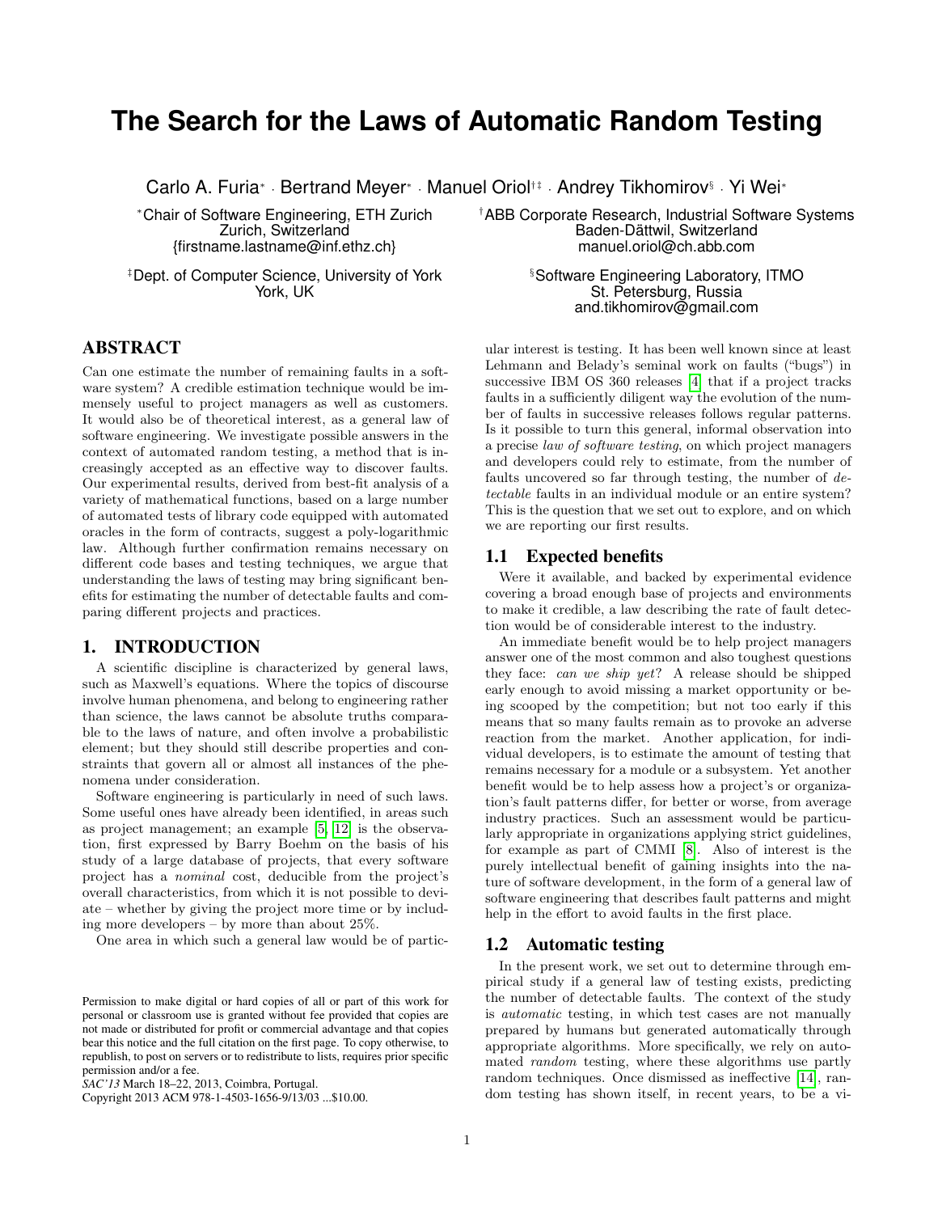# The Search for the Laws of Automatic Random Testing

Carlo A. Furia* · Bertrand Meyer* · Manuel Oriol†‡ · Andrey Tikhomirov§ · Yi Wei*

*Chair of Software Engineering, ETH Zurich
Zurich, Switzerland
{firstname.lastname@inf.ethz.ch}

†ABB Corporate Research, Industrial Software Systems
Baden-Dättwil, Switzerland
manuel.oriol@ch.abb.com

‡Dept. of Computer Science, University of York
York, UK

§Software Engineering Laboratory, ITMO
St. Petersburg, Russia
and.tikhomirov@gmail.com

## ABSTRACT

Can one estimate the number of remaining faults in a software system? A credible estimation technique would be immensely useful to project managers as well as customers. It would also be of theoretical interest, as a general law of software engineering. We investigate possible answers in the context of automated random testing, a method that is increasingly accepted as an effective way to discover faults. Our experimental results, derived from best-fit analysis of a variety of mathematical functions, based on a large number of automated tests of library code equipped with automated oracles in the form of contracts, suggest a poly-logarithmic law. Although further confirmation remains necessary on different code bases and testing techniques, we argue that understanding the laws of testing may bring significant benefits for estimating the number of detectable faults and comparing different projects and practices.

## 1. INTRODUCTION

A scientific discipline is characterized by general laws, such as Maxwell's equations. Where the topics of discourse involve human phenomena, and belong to engineering rather than science, the laws cannot be absolute truths comparable to the laws of nature, and often involve a probabilistic element; but they should still describe properties and constraints that govern all or almost all instances of the phenomena under consideration.

Software engineering is particularly in need of such laws. Some useful ones have already been identified, in areas such as project management; an example [5, 12] is the observation, first expressed by Barry Boehm on the basis of his study of a large database of projects, that every software project has a *nominal* cost, deducible from the project's overall characteristics, from which it is not possible to deviate – whether by giving the project more time or by including more developers – by more than about 25%.

One area in which such a general law would be of particular interest is testing. It has been well known since at least Lehmann and Belady's seminal work on faults ("bugs") in successive IBM OS 360 releases [4] that if a project tracks faults in a sufficiently diligent way the evolution of the number of faults in successive releases follows regular patterns. Is it possible to turn this general, informal observation into a precise *law of software testing*, on which project managers and developers could rely to estimate, from the number of faults uncovered so far through testing, the number of *detectable* faults in an individual module or an entire system? This is the question that we set out to explore, and on which we are reporting our first results.

### 1.1 Expected benefits

Were it available, and backed by experimental evidence covering a broad enough base of projects and environments to make it credible, a law describing the rate of fault detection would be of considerable interest to the industry.

An immediate benefit would be to help project managers answer one of the most common and also toughest questions they face: *can we ship yet*? A release should be shipped early enough to avoid missing a market opportunity or being scooped by the competition; but not too early if this means that so many faults remain as to provoke an adverse reaction from the market. Another application, for individual developers, is to estimate the amount of testing that remains necessary for a module or a subsystem. Yet another benefit would be to help assess how a project's or organization's fault patterns differ, for better or worse, from average industry practices. Such an assessment would be particularly appropriate in organizations applying strict guidelines, for example as part of CMMI [8]. Also of interest is the purely intellectual benefit of gaining insights into the nature of software development, in the form of a general law of software engineering that describes fault patterns and might help in the effort to avoid faults in the first place.

### 1.2 Automatic testing

In the present work, we set out to determine through empirical study if a general law of testing exists, predicting the number of detectable faults. The context of the study is *automatic* testing, in which test cases are not manually prepared by humans but generated automatically through appropriate algorithms. More specifically, we rely on automated *random* testing, where these algorithms use partly random techniques. Once dismissed as ineffective [14], random testing has shown itself, in recent years, to be a vi-

Permission to make digital or hard copies of all or part of this work for personal or classroom use is granted without fee provided that copies are not made or distributed for profit or commercial advantage and that copies bear this notice and the full citation on the first page. To copy otherwise, to republish, to post on servers or to redistribute to lists, requires prior specific permission and/or a fee.
*SAC'13* March 18–22, 2013, Coimbra, Portugal.
Copyright 2013 ACM 978-1-4503-1656-9/13/03 ...$10.00.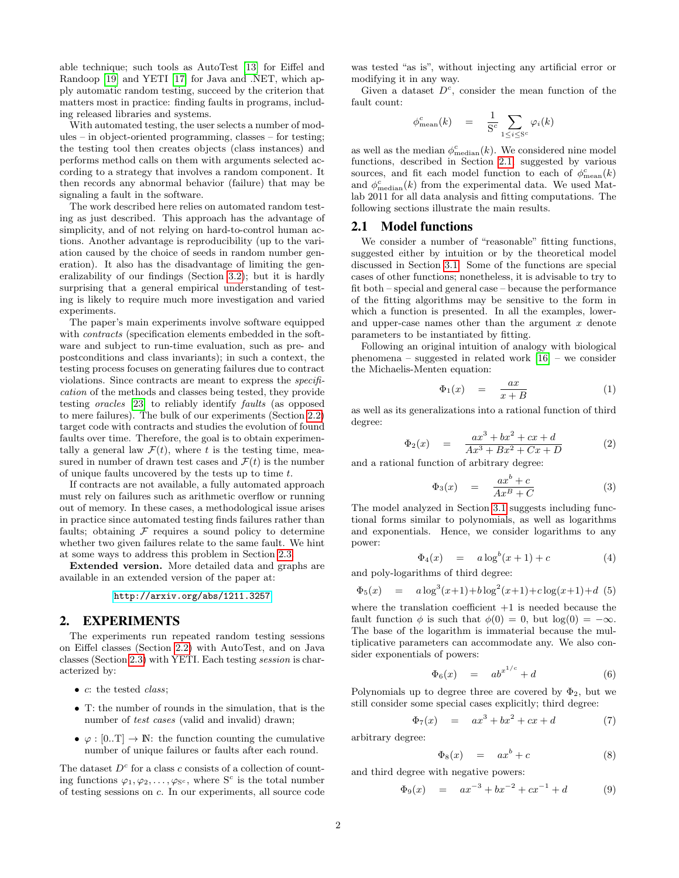able technique; such tools as AutoTest [13] for Eiffel and Randoop [19] and YETI [17] for Java and .NET, which apply automatic random testing, succeed by the criterion that matters most in practice: finding faults in programs, including released libraries and systems.

With automated testing, the user selects a number of modules – in object-oriented programming, classes – for testing; the testing tool then creates objects (class instances) and performs method calls on them with arguments selected according to a strategy that involves a random component. It then records any abnormal behavior (failure) that may be signaling a fault in the software.

The work described here relies on automated random testing as just described. This approach has the advantage of simplicity, and of not relying on hard-to-control human actions. Another advantage is reproducibility (up to the variation caused by the choice of seeds in random number generation). It also has the disadvantage of limiting the generalizability of our findings (Section 3.2); but it is hardly surprising that a general empirical understanding of testing is likely to require much more investigation and varied experiments.

The paper's main experiments involve software equipped with *contracts* (specification elements embedded in the software and subject to run-time evaluation, such as pre- and postconditions and class invariants); in such a context, the testing process focuses on generating failures due to contract violations. Since contracts are meant to express the *specification* of the methods and classes being tested, they provide testing *oracles* [23] to reliably identify *faults* (as opposed to mere failures). The bulk of our experiments (Section 2.2) target code with contracts and studies the evolution of found faults over time. Therefore, the goal is to obtain experimentally a general law $\mathcal{F}(t)$, where $t$ is the testing time, measured in number of drawn test cases and $\mathcal{F}(t)$ is the number of unique faults uncovered by the tests up to time $t$.

If contracts are not available, a fully automated approach must rely on failures such as arithmetic overflow or running out of memory. In these cases, a methodological issue arises in practice since automated testing finds failures rather than faults; obtaining $\mathcal{F}$ requires a sound policy to determine whether two given failures relate to the same fault. We hint at some ways to address this problem in Section 2.3.

**Extended version.** More detailed data and graphs are available in an extended version of the paper at:

http://arxiv.org/abs/1211.3257

## 2. EXPERIMENTS

The experiments run repeated random testing sessions on Eiffel classes (Section 2.2) with AutoTest, and on Java classes (Section 2.3) with YETI. Each testing *session* is characterized by:

- $c$: the tested *class*;
- $\mathrm{T}$: the number of rounds in the simulation, that is the number of *test cases* (valid and invalid) drawn;
- $\varphi : [0..\mathrm{T}] \to \mathbb{N}$: the function counting the cumulative number of unique failures or faults after each round.

The dataset $D^c$ for a class $c$ consists of a collection of counting functions $\varphi_1, \varphi_2, \ldots, \varphi_{\mathrm{S}^c}$, where $\mathrm{S}^c$ is the total number of testing sessions on $c$. In our experiments, all source code was tested "as is", without injecting any artificial error or modifying it in any way.

Given a dataset $D^c$, consider the mean function of the fault count:

$$\phi^c_{\mathrm{mean}}(k) \quad = \quad \frac{1}{\mathrm{S}^c} \sum_{1 \le i \le \mathrm{S}^c} \varphi_i(k)$$

as well as the median $\phi^c_{\mathrm{median}}(k)$. We considered nine model functions, described in Section 2.1, suggested by various sources, and fit each model function to each of $\phi^c_{\mathrm{mean}}(k)$ and $\phi^c_{\mathrm{median}}(k)$ from the experimental data. We used Matlab 2011 for all data analysis and fitting computations. The following sections illustrate the main results.

### 2.1 Model functions

We consider a number of "reasonable" fitting functions, suggested either by intuition or by the theoretical model discussed in Section 3.1. Some of the functions are special cases of other functions; nonetheless, it is advisable to try to fit both – special and general case – because the performance of the fitting algorithms may be sensitive to the form in which a function is presented. In all the examples, lower- and upper-case names other than the argument $x$ denote parameters to be instantiated by fitting.

Following an original intuition of analogy with biological phenomena – suggested in related work [16] – we consider the Michaelis-Menten equation:

$$\Phi_1(x) \quad = \quad \frac{ax}{x + B} \tag{1}$$

as well as its generalizations into a rational function of third degree:

$$\Phi_2(x) \quad = \quad \frac{ax^3 + bx^2 + cx + d}{Ax^3 + Bx^2 + Cx + D} \tag{2}$$

and a rational function of arbitrary degree:

$$\Phi_3(x) \quad = \quad \frac{ax^b + c}{Ax^B + C} \tag{3}$$

The model analyzed in Section 3.1 suggests including functional forms similar to polynomials, as well as logarithms and exponentials. Hence, we consider logarithms to any power:

$$\Phi_4(x) \quad = \quad a \log^b(x + 1) + c \tag{4}$$

and poly-logarithms of third degree:

$$\Phi_5(x) \quad = \quad a \log^3(x+1) + b \log^2(x+1) + c \log(x+1) + d \tag{5}$$

where the translation coefficient $+1$ is needed because the fault function $\phi$ is such that $\phi(0) = 0$, but $\log(0) = -\infty$. The base of the logarithm is immaterial because the multiplicative parameters can accommodate any. We also consider exponentials of powers:

$$\Phi_6(x) \quad = \quad ab^{x^{1/c}} + d \tag{6}$$

Polynomials up to degree three are covered by $\Phi_2$, but we still consider some special cases explicitly; third degree:

$$\Phi_7(x) \quad = \quad ax^3 + bx^2 + cx + d \tag{7}$$

arbitrary degree:

$$\Phi_8(x) \quad = \quad ax^b + c \tag{8}$$

and third degree with negative powers:

$$\Phi_9(x) \quad = \quad ax^{-3} + bx^{-2} + cx^{-1} + d \tag{9}$$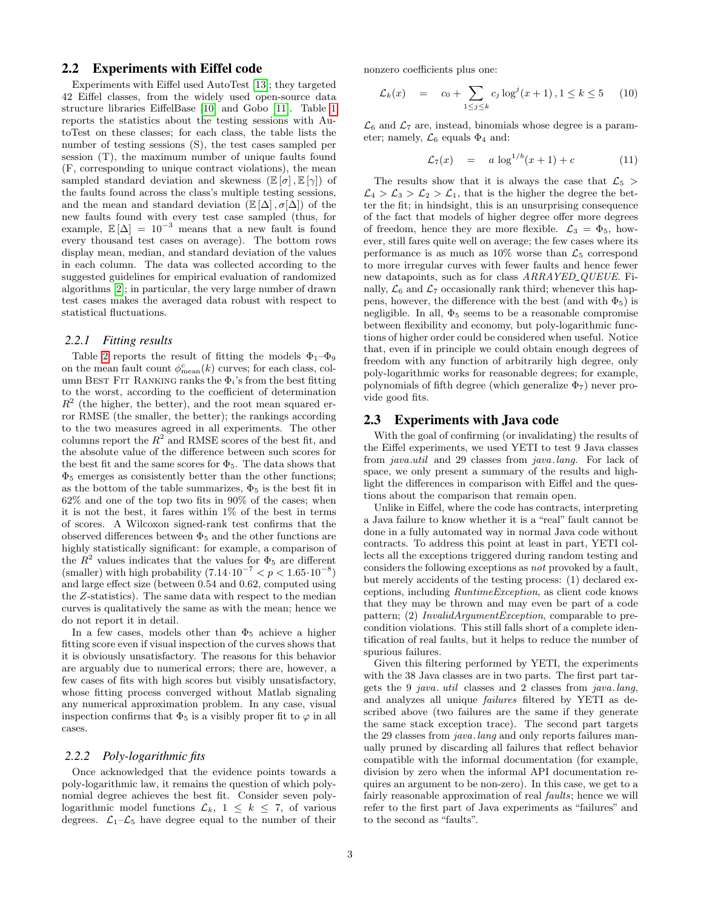## 2.2 Experiments with Eiffel code

Experiments with Eiffel used AutoTest [13]; they targeted 42 Eiffel classes, from the widely used open-source data structure libraries EiffelBase [10] and Gobo [11]. Table 1 reports the statistics about the testing sessions with AutoTest on these classes; for each class, the table lists the number of testing sessions (S), the test cases sampled per session (T), the maximum number of unique faults found (F, corresponding to unique contract violations), the mean sampled standard deviation and skewness ($\mathbb{E}[\sigma], \mathbb{E}[\gamma]$) of the faults found across the class's multiple testing sessions, and the mean and standard deviation ($\mathbb{E}[\Delta], \sigma[\Delta]$) of the new faults found with every test case sampled (thus, for example, $\mathbb{E}[\Delta] = 10^{-3}$ means that a new fault is found every thousand test cases on average). The bottom rows display mean, median, and standard deviation of the values in each column. The data was collected according to the suggested guidelines for empirical evaluation of randomized algorithms [2]; in particular, the very large number of drawn test cases makes the averaged data robust with respect to statistical fluctuations.

### 2.2.1 Fitting results

Table 2 reports the result of fitting the models $\Phi_1$–$\Phi_9$ on the mean fault count $\phi^c_{\mathrm{mean}}(k)$ curves; for each class, column Best Fit Ranking ranks the $\Phi_i$'s from the best fitting to the worst, according to the coefficient of determination $R^2$ (the higher, the better), and the root mean squared error RMSE (the smaller, the better); the rankings according to the two measures agreed in all experiments. The other columns report the $R^2$ and RMSE scores of the best fit, and the absolute value of the difference between such scores for the best fit and the same scores for $\Phi_5$. The data shows that $\Phi_5$ emerges as consistently better than the other functions; as the bottom of the table summarizes, $\Phi_5$ is the best fit in 62% and one of the top two fits in 90% of the cases; when it is not the best, it fares within 1% of the best in terms of scores. A Wilcoxon signed-rank test confirms that the observed differences between $\Phi_5$ and the other functions are highly statistically significant: for example, a comparison of the $R^2$ values indicates that the values for $\Phi_5$ are different (smaller) with high probability ($7.14 \cdot 10^{-7} < p < 1.65 \cdot 10^{-8}$) and large effect size (between 0.54 and 0.62, computed using the $Z$-statistics). The same data with respect to the median curves is qualitatively the same as with the mean; hence we do not report it in detail.

In a few cases, models other than $\Phi_5$ achieve a higher fitting score even if visual inspection of the curves shows that it is obviously unsatisfactory. The reasons for this behavior are arguably due to numerical errors; there are, however, a few cases of fits with high scores but visibly unsatisfactory, whose fitting process converged without Matlab signaling any numerical approximation problem. In any case, visual inspection confirms that $\Phi_5$ is a visibly proper fit to $\varphi$ in all cases.

### 2.2.2 Poly-logarithmic fits

Once acknowledged that the evidence points towards a poly-logarithmic law, it remains the question of which polynomial degree achieves the best fit. Consider seven poly-logarithmic model functions $\mathcal{L}_k$, $1 \leq k \leq 7$, of various degrees. $\mathcal{L}_1$–$\mathcal{L}_5$ have degree equal to the number of their nonzero coefficients plus one:

$$\mathcal{L}_k(x) \quad = \quad c_0 + \sum_{1 \leq j \leq k} c_j \log^j(x+1)\,, 1 \leq k \leq 5 \tag{10}$$

$\mathcal{L}_6$ and $\mathcal{L}_7$ are, instead, binomials whose degree is a parameter; namely, $\mathcal{L}_6$ equals $\Phi_4$ and:

$$\mathcal{L}_7(x) \quad = \quad a \, \log^{1/b}(x+1) + c \tag{11}$$

The results show that it is always the case that $\mathcal{L}_5 > \mathcal{L}_4 > \mathcal{L}_3 > \mathcal{L}_2 > \mathcal{L}_1$, that is the higher the degree the better the fit; in hindsight, this is an unsurprising consequence of the fact that models of higher degree offer more degrees of freedom, hence they are more flexible. $\mathcal{L}_3 = \Phi_5$, however, still fares quite well on average; the few cases where its performance is as much as 10% worse than $\mathcal{L}_5$ correspond to more irregular curves with fewer faults and hence fewer new datapoints, such as for class *ARRAYED_QUEUE*. Finally, $\mathcal{L}_6$ and $\mathcal{L}_7$ occasionally rank third; whenever this happens, however, the difference with the best (and with $\Phi_5$) is negligible. In all, $\Phi_5$ seems to be a reasonable compromise between flexibility and economy, but poly-logarithmic functions of higher order could be considered when useful. Notice that, even if in principle we could obtain enough degrees of freedom with any function of arbitrarily high degree, only poly-logarithmic works for reasonable degrees; for example, polynomials of fifth degree (which generalize $\Phi_7$) never provide good fits.

## 2.3 Experiments with Java code

With the goal of confirming (or invalidating) the results of the Eiffel experiments, we used YETI to test 9 Java classes from *java.util* and 29 classes from *java.lang*. For lack of space, we only present a summary of the results and highlight the differences in comparison with Eiffel and the questions about the comparison that remain open.

Unlike in Eiffel, where the code has contracts, interpreting a Java failure to know whether it is a "real" fault cannot be done in a fully automated way in normal Java code without contracts. To address this point at least in part, YETI collects all the exceptions triggered during random testing and considers the following exceptions as *not* provoked by a fault, but merely accidents of the testing process: (1) declared exceptions, including *RuntimeException*, as client code knows that they may be thrown and may even be part of a code pattern; (2) *InvalidArgumentException*, comparable to precondition violations. This still falls short of a complete identification of real faults, but it helps to reduce the number of spurious failures.

Given this filtering performed by YETI, the experiments with the 38 Java classes are in two parts. The first part targets the 9 *java.util* classes and 2 classes from *java.lang*, and analyzes all unique *failures* filtered by YETI as described above (two failures are the same if they generate the same stack exception trace). The second part targets the 29 classes from *java.lang* and only reports failures manually pruned by discarding all failures that reflect behavior compatible with the informal documentation (for example, division by zero when the informal API documentation requires an argument to be non-zero). In this case, we get to a fairly reasonable approximation of real *faults*; hence we will refer to the first part of Java experiments as "failures" and to the second as "faults".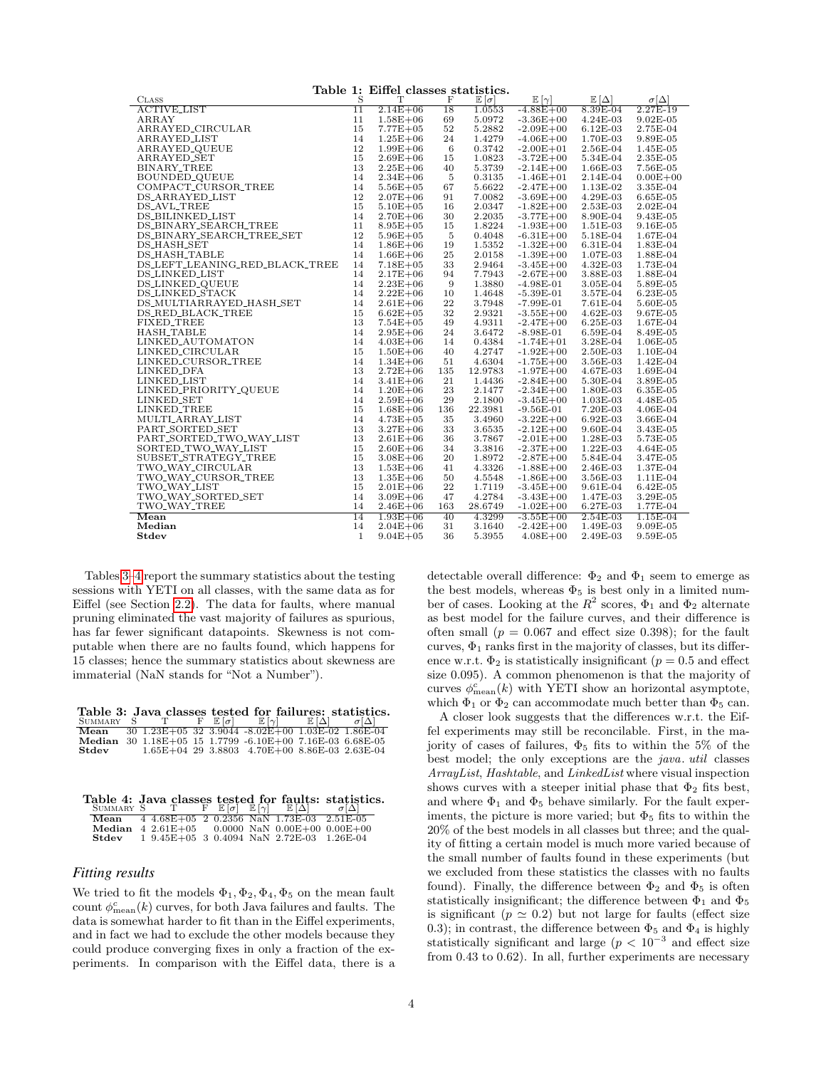**Table 1: Eiffel classes statistics.**

| Class | S | T | F | $\mathbb{E}[\sigma]$ | $\mathbb{E}[\gamma]$ | $\mathbb{E}[\Delta]$ | $\sigma[\Delta]$ |
|---|---|---|---|---|---|---|---|
| ACTIVE_LIST | 11 | 2.14E+06 | 18 | 1.0553 | -4.88E+00 | 8.39E-04 | 2.27E-19 |
| ARRAY | 11 | 1.58E+06 | 69 | 5.0972 | -3.36E+00 | 4.24E-03 | 9.02E-05 |
| ARRAYED_CIRCULAR | 15 | 7.77E+05 | 52 | 5.2882 | -2.09E+00 | 6.12E-03 | 2.75E-04 |
| ARRAYED_LIST | 14 | 1.25E+06 | 24 | 1.4279 | -4.06E+00 | 1.70E-03 | 9.89E-05 |
| ARRAYED_QUEUE | 12 | 1.99E+06 | 6 | 0.3742 | -2.00E+01 | 2.56E-04 | 1.45E-05 |
| ARRAYED_SET | 15 | 2.69E+06 | 15 | 1.0823 | -3.72E+00 | 5.34E-04 | 2.35E-05 |
| BINARY_TREE | 13 | 2.25E+06 | 40 | 5.3739 | -2.14E+00 | 1.66E-03 | 7.56E-05 |
| BOUNDED_QUEUE | 14 | 2.34E+06 | 5 | 0.3135 | -1.46E+01 | 2.14E-04 | 0.00E+00 |
| COMPACT_CURSOR_TREE | 14 | 5.56E+05 | 67 | 5.6622 | -2.47E+00 | 1.13E-02 | 3.35E-04 |
| DS_ARRAYED_LIST | 12 | 2.07E+06 | 91 | 7.0082 | -3.69E+00 | 4.29E-03 | 6.65E-05 |
| DS_AVL_TREE | 15 | 5.10E+05 | 16 | 2.0347 | -1.82E+00 | 2.53E-03 | 2.02E-04 |
| DS_BILINKED_LIST | 14 | 2.70E+06 | 30 | 2.2035 | -3.77E+00 | 8.90E-04 | 9.43E-05 |
| DS_BINARY_SEARCH_TREE | 11 | 8.95E+05 | 15 | 1.8224 | -1.93E+00 | 1.51E-03 | 9.16E-05 |
| DS_BINARY_SEARCH_TREE_SET | 12 | 5.96E+05 | 5 | 0.4048 | -6.31E+00 | 5.18E-04 | 1.67E-04 |
| DS_HASH_SET | 14 | 1.86E+06 | 19 | 1.5352 | -1.32E+00 | 6.31E-04 | 1.83E-04 |
| DS_HASH_TABLE | 14 | 1.66E+06 | 25 | 2.0158 | -1.39E+00 | 1.07E-03 | 1.88E-04 |
| DS_LEFT_LEANING_RED_BLACK_TREE | 14 | 7.18E+05 | 33 | 2.9464 | -3.45E+00 | 4.32E-03 | 1.73E-04 |
| DS_LINKED_LIST | 14 | 2.17E+06 | 94 | 7.7943 | -2.67E+00 | 3.88E-03 | 1.88E-04 |
| DS_LINKED_QUEUE | 14 | 2.23E+06 | 9 | 1.3880 | -4.98E-01 | 3.05E-04 | 5.89E-05 |
| DS_LINKED_STACK | 14 | 2.22E+06 | 10 | 1.4648 | -5.39E-01 | 3.57E-04 | 6.23E-05 |
| DS_MULTIARRAYED_HASH_SET | 14 | 2.61E+06 | 22 | 3.7948 | -7.99E-01 | 7.61E-04 | 5.60E-05 |
| DS_RED_BLACK_TREE | 15 | 6.62E+05 | 32 | 2.9321 | -3.55E+00 | 4.62E-03 | 9.67E-05 |
| FIXED_TREE | 13 | 7.54E+05 | 49 | 4.9311 | -2.47E+00 | 6.25E-03 | 1.67E-04 |
| HASH_TABLE | 14 | 2.95E+06 | 24 | 3.6472 | -8.98E-01 | 6.59E-04 | 8.49E-05 |
| LINKED_AUTOMATON | 14 | 4.03E+06 | 14 | 0.4384 | -1.74E+01 | 3.28E-04 | 1.06E-05 |
| LINKED_CIRCULAR | 15 | 1.50E+06 | 40 | 4.2747 | -1.92E+00 | 2.50E-03 | 1.10E-04 |
| LINKED_CURSOR_TREE | 14 | 1.34E+06 | 51 | 4.6304 | -1.75E+00 | 3.56E-03 | 1.42E-04 |
| LINKED_DFA | 13 | 2.72E+06 | 135 | 12.9783 | -1.97E+00 | 4.67E-03 | 1.69E-04 |
| LINKED_LIST | 14 | 3.41E+06 | 21 | 1.4436 | -2.84E+00 | 5.30E-04 | 3.89E-05 |
| LINKED_PRIORITY_QUEUE | 14 | 1.20E+06 | 23 | 2.1477 | -2.34E+00 | 1.80E-03 | 6.35E-05 |
| LINKED_SET | 14 | 2.59E+06 | 29 | 2.1800 | -3.45E+00 | 1.03E-03 | 4.48E-05 |
| LINKED_TREE | 15 | 1.68E+06 | 136 | 22.3981 | -9.56E-01 | 7.20E-03 | 4.06E-04 |
| MULTI_ARRAY_LIST | 14 | 4.73E+05 | 35 | 3.4960 | -3.22E+00 | 6.92E-03 | 3.66E-04 |
| PART_SORTED_SET | 13 | 3.27E+06 | 33 | 3.6535 | -2.12E+00 | 9.60E-04 | 3.43E-05 |
| PART_SORTED_TWO_WAY_LIST | 13 | 2.61E+06 | 36 | 3.7867 | -2.01E+00 | 1.28E-03 | 5.73E-05 |
| SORTED_TWO_WAY_LIST | 15 | 2.60E+06 | 34 | 3.3816 | -2.37E+00 | 1.22E-03 | 4.64E-05 |
| SUBSET_STRATEGY_TREE | 15 | 3.08E+06 | 20 | 1.8972 | -2.87E+00 | 5.84E-04 | 3.47E-05 |
| TWO_WAY_CIRCULAR | 13 | 1.53E+06 | 41 | 4.3326 | -1.88E+00 | 2.46E-03 | 1.37E-04 |
| TWO_WAY_CURSOR_TREE | 13 | 1.35E+06 | 50 | 4.5548 | -1.86E+00 | 3.56E-03 | 1.11E-04 |
| TWO_WAY_LIST | 15 | 2.01E+06 | 22 | 1.7119 | -3.45E+00 | 9.61E-04 | 6.42E-05 |
| TWO_WAY_SORTED_SET | 14 | 3.09E+06 | 47 | 4.2784 | -3.43E+00 | 1.47E-03 | 3.29E-05 |
| TWO_WAY_TREE | 14 | 2.46E+06 | 163 | 28.6749 | -1.02E+00 | 6.27E-03 | 1.77E-04 |
| **Mean** | 14 | 1.93E+06 | 40 | 4.3299 | -3.55E+00 | 2.54E-03 | 1.15E-04 |
| **Median** | 14 | 2.04E+06 | 31 | 3.1640 | -2.42E+00 | 1.49E-03 | 9.09E-05 |
| **Stdev** | 1 | 9.04E+05 | 36 | 5.3955 | 4.08E+00 | 2.49E-03 | 9.59E-05 |

Tables 3–4 report the summary statistics about the testing sessions with YETI on all classes, with the same data as for Eiffel (see Section 2.2). The data for faults, where manual pruning eliminated the vast majority of failures as spurious, has far fewer significant datapoints. Skewness is not computable when there are no faults found, which happens for 15 classes; hence the summary statistics about skewness are immaterial (NaN stands for "Not a Number").

**Table 3: Java classes tested for failures: statistics.**

| Summary | S | T | F | $\mathbb{E}[\sigma]$ | $\mathbb{E}[\gamma]$ | $\mathbb{E}[\Delta]$ | $\sigma[\Delta]$ |
|---|---|---|---|---|---|---|---|
| **Mean** | 30 | 1.23E+05 | 32 | 3.9044 | -8.02E+00 | 1.03E-02 | 1.86E-04 |
| **Median** | 30 | 1.18E+05 | 15 | 1.7799 | -6.10E+00 | 7.16E-03 | 6.68E-05 |
| **Stdev** | | 1.65E+04 | 29 | 3.8803 | 4.70E+00 | 8.86E-03 | 2.63E-04 |

**Table 4: Java classes tested for faults: statistics.**

| Summary | S | T | F | $\mathbb{E}[\sigma]$ | $\mathbb{E}[\gamma]$ | $\mathbb{E}[\Delta]$ | $\sigma[\Delta]$ |
|---|---|---|---|---|---|---|---|
| **Mean** | 4 | 4.68E+05 | 2 | 0.2356 | NaN | 1.73E-03 | 2.51E-05 |
| **Median** | 4 | 2.61E+05 | | 0.0000 | NaN | 0.00E+00 | 0.00E+00 |
| **Stdev** | 1 | 9.45E+05 | 3 | 0.4094 | NaN | 2.72E-03 | 1.26E-04 |

### *Fitting results*

We tried to fit the models $\Phi_1, \Phi_2, \Phi_4, \Phi_5$ on the mean fault count $\phi^c_{\text{mean}}(k)$ curves, for both Java failures and faults. The data is somewhat harder to fit than in the Eiffel experiments, and in fact we had to exclude the other models because they could produce converging fixes in only a fraction of the experiments. In comparison with the Eiffel data, there is a detectable overall difference: $\Phi_2$ and $\Phi_1$ seem to emerge as the best models, whereas $\Phi_5$ is best only in a limited number of cases. Looking at the $R^2$ scores, $\Phi_1$ and $\Phi_2$ alternate as best model for the failure curves, and their difference is often small ($p = 0.067$ and effect size 0.398); for the fault curves, $\Phi_1$ ranks first in the majority of classes, but its difference w.r.t. $\Phi_2$ is statistically insignificant ($p = 0.5$ and effect size 0.095). A common phenomenon is that the majority of curves $\phi^c_{\text{mean}}(k)$ with YETI show an horizontal asymptote, which $\Phi_1$ or $\Phi_2$ can accommodate much better than $\Phi_5$ can.

A closer look suggests that the differences w.r.t. the Eiffel experiments may still be reconcilable. First, in the majority of cases of failures, $\Phi_5$ fits to within the 5% of the best model; the only exceptions are the *java. util* classes *ArrayList*, *Hashtable*, and *LinkedList* where visual inspection shows curves with a steeper initial phase that $\Phi_2$ fits best, and where $\Phi_1$ and $\Phi_5$ behave similarly. For the fault experiments, the picture is more varied; but $\Phi_5$ fits to within the 20% of the best models in all classes but three; and the quality of fitting a certain model is much more varied because of the small number of faults found in these experiments (but we excluded from these statistics the classes with no faults found). Finally, the difference between $\Phi_2$ and $\Phi_5$ is often statistically insignificant; the difference between $\Phi_1$ and $\Phi_5$ is significant ($p \simeq 0.2$) but not large for faults (effect size 0.3); in contrast, the difference between $\Phi_5$ and $\Phi_4$ is highly statistically significant and large ($p < 10^{-3}$ and effect size from 0.43 to 0.62). In all, further experiments are necessary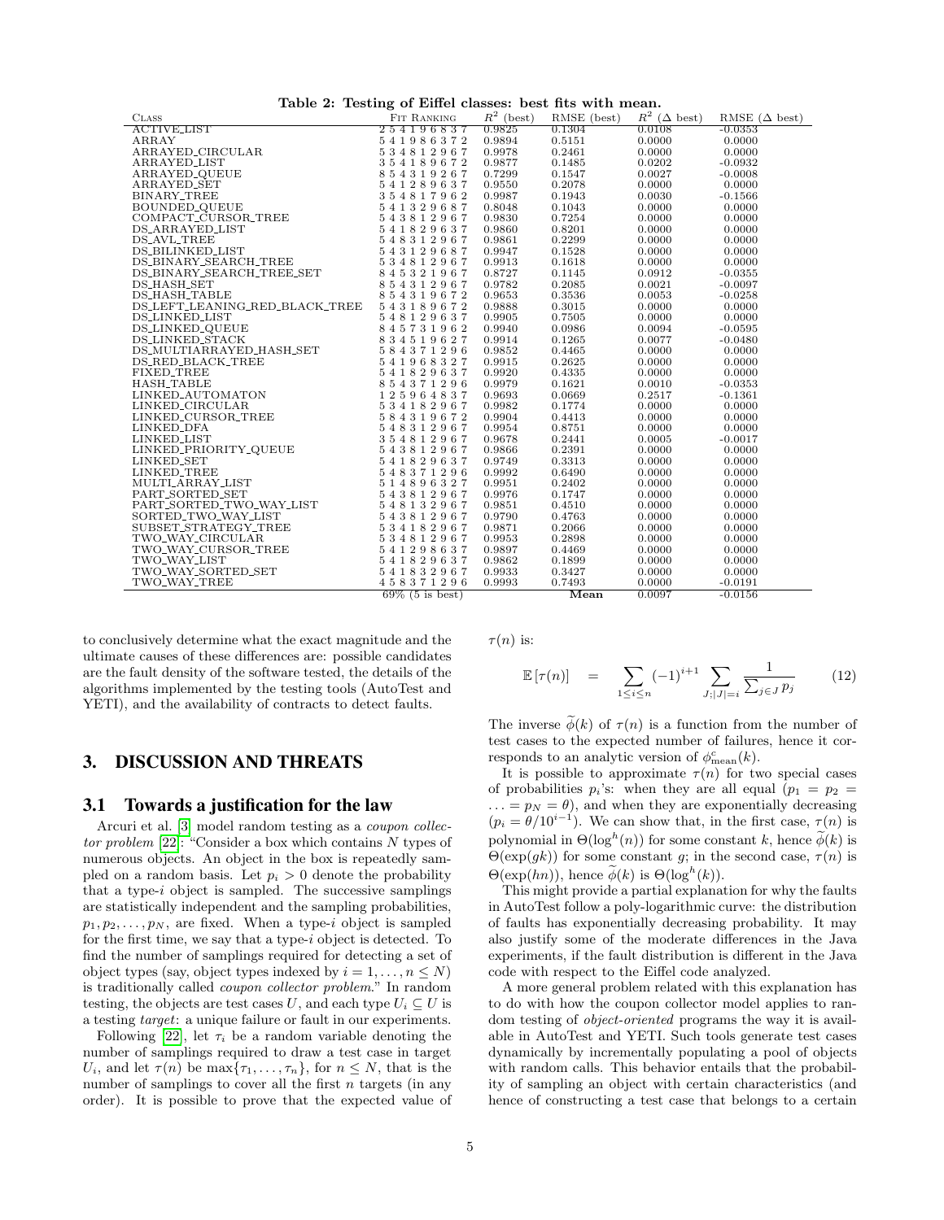**Table 2: Testing of Eiffel classes: best fits with mean.**

| CLASS | FIT RANKING | $R^2$ (best) | RMSE (best) | $R^2$ ($\Delta$ best) | RMSE ($\Delta$ best) |
|---|---|---|---|---|---|
| ACTIVE_LIST | 2 5 4 1 9 6 8 3 7 | 0.9825 | 0.1304 | 0.0108 | -0.0353 |
| ARRAY | 5 4 1 9 8 6 3 7 2 | 0.9894 | 0.5151 | 0.0000 | 0.0000 |
| ARRAYED_CIRCULAR | 5 3 4 8 1 2 9 6 7 | 0.9978 | 0.2461 | 0.0000 | 0.0000 |
| ARRAYED_LIST | 3 5 4 1 8 9 6 7 2 | 0.9877 | 0.1485 | 0.0202 | -0.0932 |
| ARRAYED_QUEUE | 8 5 4 3 1 9 2 6 7 | 0.7299 | 0.1547 | 0.0027 | -0.0008 |
| ARRAYED_SET | 5 4 1 2 8 9 6 3 7 | 0.9550 | 0.2078 | 0.0000 | 0.0000 |
| BINARY_TREE | 3 5 4 8 1 7 9 6 2 | 0.9987 | 0.1943 | 0.0030 | -0.1566 |
| BOUNDED_QUEUE | 5 4 1 3 2 9 6 8 7 | 0.8048 | 0.1043 | 0.0000 | 0.0000 |
| COMPACT_CURSOR_TREE | 5 4 3 8 1 2 9 6 7 | 0.9830 | 0.7254 | 0.0000 | 0.0000 |
| DS_ARRAYED_LIST | 5 4 1 8 2 9 6 3 7 | 0.9860 | 0.8201 | 0.0000 | 0.0000 |
| DS_AVL_TREE | 5 4 8 3 1 2 9 6 7 | 0.9861 | 0.2299 | 0.0000 | 0.0000 |
| DS_BILINKED_LIST | 5 4 3 1 2 9 6 8 7 | 0.9947 | 0.1528 | 0.0000 | 0.0000 |
| DS_BINARY_SEARCH_TREE | 5 3 4 8 1 2 9 6 7 | 0.9913 | 0.1618 | 0.0000 | 0.0000 |
| DS_BINARY_SEARCH_TREE_SET | 8 4 5 3 2 1 9 6 7 | 0.8727 | 0.1145 | 0.0912 | -0.0355 |
| DS_HASH_SET | 8 5 4 3 1 2 9 6 7 | 0.9782 | 0.2085 | 0.0021 | -0.0097 |
| DS_HASH_TABLE | 8 5 4 3 1 9 6 7 2 | 0.9653 | 0.3536 | 0.0053 | -0.0258 |
| DS_LEFT_LEANING_RED_BLACK_TREE | 5 4 3 1 8 9 6 7 2 | 0.9888 | 0.3015 | 0.0000 | 0.0000 |
| DS_LINKED_LIST | 5 4 8 1 2 9 6 3 7 | 0.9905 | 0.7505 | 0.0000 | 0.0000 |
| DS_LINKED_QUEUE | 8 4 5 7 3 1 9 6 2 | 0.9940 | 0.0986 | 0.0094 | -0.0595 |
| DS_LINKED_STACK | 8 3 4 5 1 9 6 2 7 | 0.9914 | 0.1265 | 0.0077 | -0.0480 |
| DS_MULTIARRAYED_HASH_SET | 5 8 4 3 7 1 2 9 6 | 0.9852 | 0.4465 | 0.0000 | 0.0000 |
| DS_RED_BLACK_TREE | 5 4 1 9 6 8 3 2 7 | 0.9915 | 0.2625 | 0.0000 | 0.0000 |
| FIXED_TREE | 5 4 1 8 2 9 6 3 7 | 0.9920 | 0.4335 | 0.0000 | 0.0000 |
| HASH_TABLE | 8 5 4 3 7 1 2 9 6 | 0.9979 | 0.1621 | 0.0010 | -0.0353 |
| LINKED_AUTOMATON | 1 2 5 9 6 4 8 3 7 | 0.9693 | 0.0669 | 0.2517 | -0.1361 |
| LINKED_CIRCULAR | 5 3 4 1 8 2 9 6 7 | 0.9982 | 0.1774 | 0.0000 | 0.0000 |
| LINKED_CURSOR_TREE | 5 8 4 3 1 9 6 7 2 | 0.9904 | 0.4413 | 0.0000 | 0.0000 |
| LINKED_DFA | 5 4 8 3 1 2 9 6 7 | 0.9954 | 0.8751 | 0.0000 | 0.0000 |
| LINKED_LIST | 3 5 4 8 1 2 9 6 7 | 0.9678 | 0.2441 | 0.0005 | -0.0017 |
| LINKED_PRIORITY_QUEUE | 5 4 3 8 1 2 9 6 7 | 0.9866 | 0.2391 | 0.0000 | 0.0000 |
| LINKED_SET | 5 4 1 8 2 9 6 3 7 | 0.9749 | 0.3313 | 0.0000 | 0.0000 |
| LINKED_TREE | 5 4 8 3 7 1 2 9 6 | 0.9992 | 0.6490 | 0.0000 | 0.0000 |
| MULTI_ARRAY_LIST | 5 1 4 8 9 6 3 2 7 | 0.9951 | 0.2402 | 0.0000 | 0.0000 |
| PART_SORTED_SET | 5 4 3 8 1 2 9 6 7 | 0.9976 | 0.1747 | 0.0000 | 0.0000 |
| PART_SORTED_TWO_WAY_LIST | 5 4 8 1 3 2 9 6 7 | 0.9851 | 0.4510 | 0.0000 | 0.0000 |
| SORTED_TWO_WAY_LIST | 5 4 3 8 1 2 9 6 7 | 0.9790 | 0.4763 | 0.0000 | 0.0000 |
| SUBSET_STRATEGY_TREE | 5 3 4 1 8 2 9 6 7 | 0.9871 | 0.2066 | 0.0000 | 0.0000 |
| TWO_WAY_CIRCULAR | 5 3 4 8 1 2 9 6 7 | 0.9953 | 0.2898 | 0.0000 | 0.0000 |
| TWO_WAY_CURSOR_TREE | 5 4 1 2 9 8 6 3 7 | 0.9897 | 0.4469 | 0.0000 | 0.0000 |
| TWO_WAY_LIST | 5 4 1 8 2 9 6 3 7 | 0.9862 | 0.1899 | 0.0000 | 0.0000 |
| TWO_WAY_SORTED_SET | 5 4 1 8 3 2 9 6 7 | 0.9933 | 0.3427 | 0.0000 | 0.0000 |
| TWO_WAY_TREE | 4 5 8 3 7 1 2 9 6 | 0.9993 | 0.7493 | 0.0000 | -0.0191 |
| | 69% (5 is best) | | **Mean** | 0.0097 | -0.0156 |

to conclusively determine what the exact magnitude and the ultimate causes of these differences are: possible candidates are the fault density of the software tested, the details of the algorithms implemented by the testing tools (AutoTest and YETI), and the availability of contracts to detect faults.

## 3. DISCUSSION AND THREATS

### 3.1 Towards a justification for the law

Arcuri et al. [3] model random testing as a *coupon collector problem* [22]: "Consider a box which contains $N$ types of numerous objects. An object in the box is repeatedly sampled on a random basis. Let $p_i > 0$ denote the probability that a type-$i$ object is sampled. The successive samplings are statistically independent and the sampling probabilities, $p_1, p_2, \ldots, p_N$, are fixed. When a type-$i$ object is sampled for the first time, we say that a type-$i$ object is detected. To find the number of samplings required for detecting a set of object types (say, object types indexed by $i = 1, \ldots, n \leq N$) is traditionally called *coupon collector problem*." In random testing, the objects are test cases $U$, and each type $U_i \subseteq U$ is a testing *target*: a unique failure or fault in our experiments.

Following [22], let $\tau_i$ be a random variable denoting the number of samplings required to draw a test case in target $U_i$, and let $\tau(n)$ be $\max\{\tau_1, \ldots, \tau_n\}$, for $n \leq N$, that is the number of samplings to cover all the first $n$ targets (in any order). It is possible to prove that the expected value of $\tau(n)$ is:

$$\mathbb{E}\left[\tau(n)\right] \quad = \quad \sum_{1 \leq i \leq n} (-1)^{i+1} \sum_{J; |J|=i} \frac{1}{\sum_{j \in J} p_j} \tag{12}$$

The inverse $\widetilde{\phi}(k)$ of $\tau(n)$ is a function from the number of test cases to the expected number of failures, hence it corresponds to an analytic version of $\phi^c_{\text{mean}}(k)$.

It is possible to approximate $\tau(n)$ for two special cases of probabilities $p_i$'s: when they are all equal ($p_1 = p_2 = \ldots = p_N = \theta$), and when they are exponentially decreasing ($p_i = \theta/10^{i-1}$). We can show that, in the first case, $\tau(n)$ is polynomial in $\Theta(\log^h(n))$ for some constant $k$, hence $\widetilde{\phi}(k)$ is $\Theta(\exp(gk))$ for some constant $g$; in the second case, $\tau(n)$ is $\Theta(\exp(hn))$, hence $\widetilde{\phi}(k)$ is $\Theta(\log^h(k))$.

This might provide a partial explanation for why the faults in AutoTest follow a poly-logarithmic curve: the distribution of faults has exponentially decreasing probability. It may also justify some of the moderate differences in the Java experiments, if the fault distribution is different in the Java code with respect to the Eiffel code analyzed.

A more general problem related with this explanation has to do with how the coupon collector model applies to random testing of *object-oriented* programs the way it is available in AutoTest and YETI. Such tools generate test cases dynamically by incrementally populating a pool of objects with random calls. This behavior entails that the probability of sampling an object with certain characteristics (and hence of constructing a test case that belongs to a certain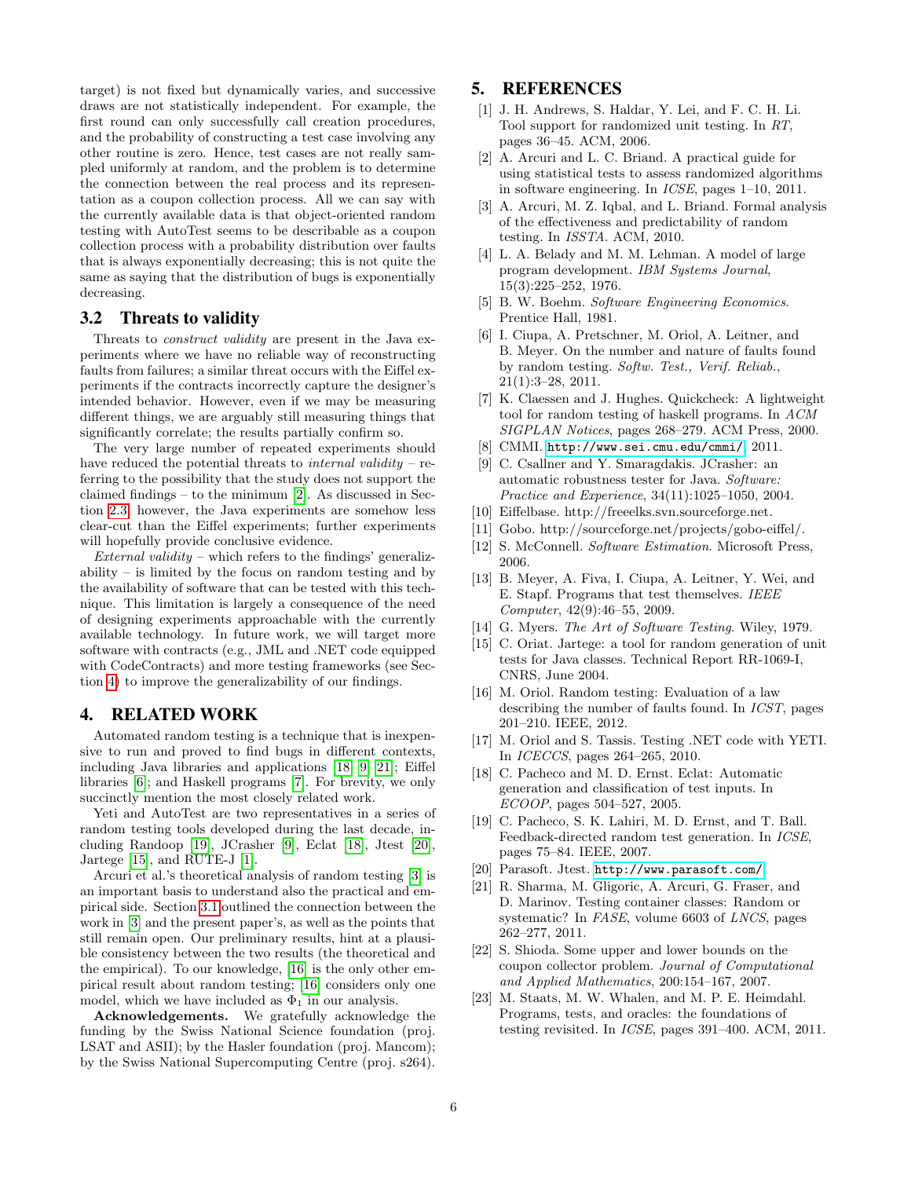target) is not fixed but dynamically varies, and successive draws are not statistically independent. For example, the first round can only successfully call creation procedures, and the probability of constructing a test case involving any other routine is zero. Hence, test cases are not really sampled uniformly at random, and the problem is to determine the connection between the real process and its representation as a coupon collection process. All we can say with the currently available data is that object-oriented random testing with AutoTest seems to be describable as a coupon collection process with a probability distribution over faults that is always exponentially decreasing; this is not quite the same as saying that the distribution of bugs is exponentially decreasing.

### 3.2 Threats to validity

Threats to *construct validity* are present in the Java experiments where we have no reliable way of reconstructing faults from failures; a similar threat occurs with the Eiffel experiments if the contracts incorrectly capture the designer's intended behavior. However, even if we may be measuring different things, we are arguably still measuring things that significantly correlate; the results partially confirm so.

The very large number of repeated experiments should have reduced the potential threats to *internal validity* – referring to the possibility that the study does not support the claimed findings – to the minimum [2]. As discussed in Section 2.3, however, the Java experiments are somehow less clear-cut than the Eiffel experiments; further experiments will hopefully provide conclusive evidence.

*External validity* – which refers to the findings' generalizability – is limited by the focus on random testing and by the availability of software that can be tested with this technique. This limitation is largely a consequence of the need of designing experiments approachable with the currently available technology. In future work, we will target more software with contracts (e.g., JML and .NET code equipped with CodeContracts) and more testing frameworks (see Section 4) to improve the generalizability of our findings.

## 4. RELATED WORK

Automated random testing is a technique that is inexpensive to run and proved to find bugs in different contexts, including Java libraries and applications [18, 9, 21]; Eiffel libraries [6]; and Haskell programs [7]. For brevity, we only succinctly mention the most closely related work.

Yeti and AutoTest are two representatives in a series of random testing tools developed during the last decade, including Randoop [19], JCrasher [9], Eclat [18], Jtest [20], Jartege [15], and RUTE-J [1].

Arcuri et al.'s theoretical analysis of random testing [3] is an important basis to understand also the practical and empirical side. Section 3.1 outlined the connection between the work in [3] and the present paper's, as well as the points that still remain open. Our preliminary results, hint at a plausible consistency between the two results (the theoretical and the empirical). To our knowledge, [16] is the only other empirical result about random testing; [16] considers only one model, which we have included as $\Phi_1$ in our analysis.

**Acknowledgements.** We gratefully acknowledge the funding by the Swiss National Science foundation (proj. LSAT and ASII); by the Hasler foundation (proj. Mancom); by the Swiss National Supercomputing Centre (proj. s264).

## 5. REFERENCES

[1] J. H. Andrews, S. Haldar, Y. Lei, and F. C. H. Li. Tool support for randomized unit testing. In *RT*, pages 36–45. ACM, 2006.

[2] A. Arcuri and L. C. Briand. A practical guide for using statistical tests to assess randomized algorithms in software engineering. In *ICSE*, pages 1–10, 2011.

[3] A. Arcuri, M. Z. Iqbal, and L. Briand. Formal analysis of the effectiveness and predictability of random testing. In *ISSTA*. ACM, 2010.

[4] L. A. Belady and M. M. Lehman. A model of large program development. *IBM Systems Journal*, 15(3):225–252, 1976.

[5] B. W. Boehm. *Software Engineering Economics*. Prentice Hall, 1981.

[6] I. Ciupa, A. Pretschner, M. Oriol, A. Leitner, and B. Meyer. On the number and nature of faults found by random testing. *Softw. Test., Verif. Reliab.*, 21(1):3–28, 2011.

[7] K. Claessen and J. Hughes. Quickcheck: A lightweight tool for random testing of haskell programs. In *ACM SIGPLAN Notices*, pages 268–279. ACM Press, 2000.

[8] CMMI. `http://www.sei.cmu.edu/cmmi/`, 2011.

[9] C. Csallner and Y. Smaragdakis. JCrasher: an automatic robustness tester for Java. *Software: Practice and Experience*, 34(11):1025–1050, 2004.

[10] Eiffelbase. http://freeelks.svn.sourceforge.net.

[11] Gobo. http://sourceforge.net/projects/gobo-eiffel/.

[12] S. McConnell. *Software Estimation*. Microsoft Press, 2006.

[13] B. Meyer, A. Fiva, I. Ciupa, A. Leitner, Y. Wei, and E. Stapf. Programs that test themselves. *IEEE Computer*, 42(9):46–55, 2009.

[14] G. Myers. *The Art of Software Testing*. Wiley, 1979.

[15] C. Oriat. Jartege: a tool for random generation of unit tests for Java classes. Technical Report RR-1069-I, CNRS, June 2004.

[16] M. Oriol. Random testing: Evaluation of a law describing the number of faults found. In *ICST*, pages 201–210. IEEE, 2012.

[17] M. Oriol and S. Tassis. Testing .NET code with YETI. In *ICECCS*, pages 264–265, 2010.

[18] C. Pacheco and M. D. Ernst. Eclat: Automatic generation and classification of test inputs. In *ECOOP*, pages 504–527, 2005.

[19] C. Pacheco, S. K. Lahiri, M. D. Ernst, and T. Ball. Feedback-directed random test generation. In *ICSE*, pages 75–84. IEEE, 2007.

[20] Parasoft. Jtest. `http://www.parasoft.com/`

[21] R. Sharma, M. Gligoric, A. Arcuri, G. Fraser, and D. Marinov. Testing container classes: Random or systematic? In *FASE*, volume 6603 of *LNCS*, pages 262–277, 2011.

[22] S. Shioda. Some upper and lower bounds on the coupon collector problem. *Journal of Computational and Applied Mathematics*, 200:154–167, 2007.

[23] M. Staats, M. W. Whalen, and M. P. E. Heimdahl. Programs, tests, and oracles: the foundations of testing revisited. In *ICSE*, pages 391–400. ACM, 2011.